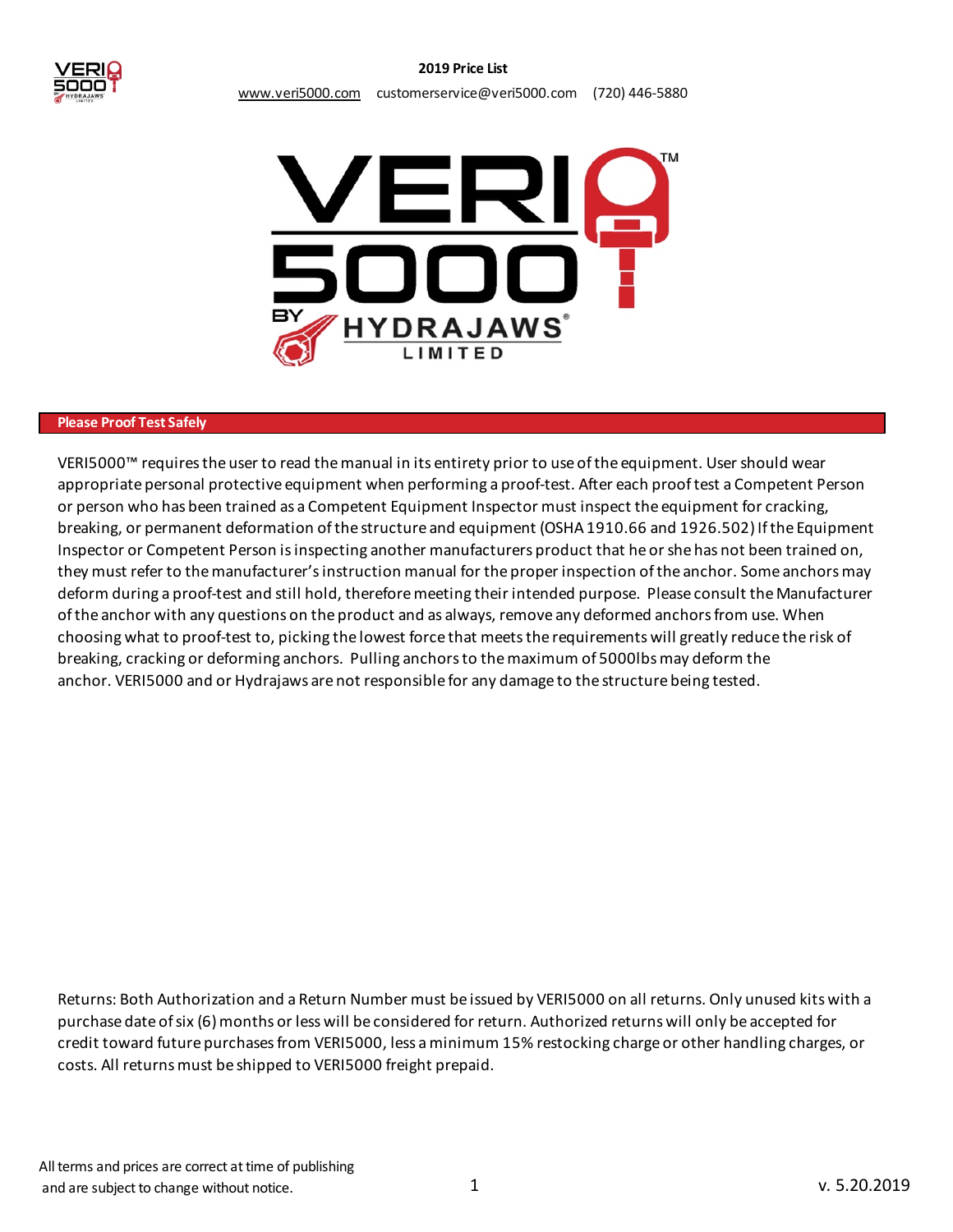# 2019 Price List

www.veri5000.com customerservice@veri5000.com (720) 446-5880

## Please Proof Test Safely

VERI5000™ requires the user to read the manual in its entirety prior to use of the equipment. User should wear appropriate personal protective equipment when performing a proof-test. After each proof test a Competent Person or person who has been trained as a Competent Equipment Inspector must inspect the equipment for cracking, breaking, or permanent deformation of the structure and equipment (OSHA 1910.66 and 1926.502) If the Equipment Inspector or Competent Person is inspecting another manufacturers product that he or she has not been trained on, they must refer to the manufacturer's instruction manual for the proper inspection of the anchor. Some anchors may deform during a proof-test and still hold, therefore meeting their intended purpose. Please consult the Manufacturer of the anchor with any questions on the product and as always, remove any deformed anchors from use. When choosing what to proof-test to, picking the lowest force that meets the requirements will greatly reduce the risk of breaking, cracking or deforming anchors. Pulling anchors to the maximum of 5000lbs may deform the anchor. VERI5000 and or Hydrajaws are not responsible for any damage to the structure being tested.

Returns: Both Authorization and a Return Number must be issued by VERI5000 on all returns. Only unused kits with a purchase date of six (6) months or less will be considered for return. Authorized returns will only be accepted for credit toward future purchases from VERI5000, less a minimum 15% restocking charge or other handling charges, or costs. All returns must be shipped to VERI5000 freight prepaid.

All terms and prices are correct at time of publishing and are subject to change without notice.

v. 5.20.2019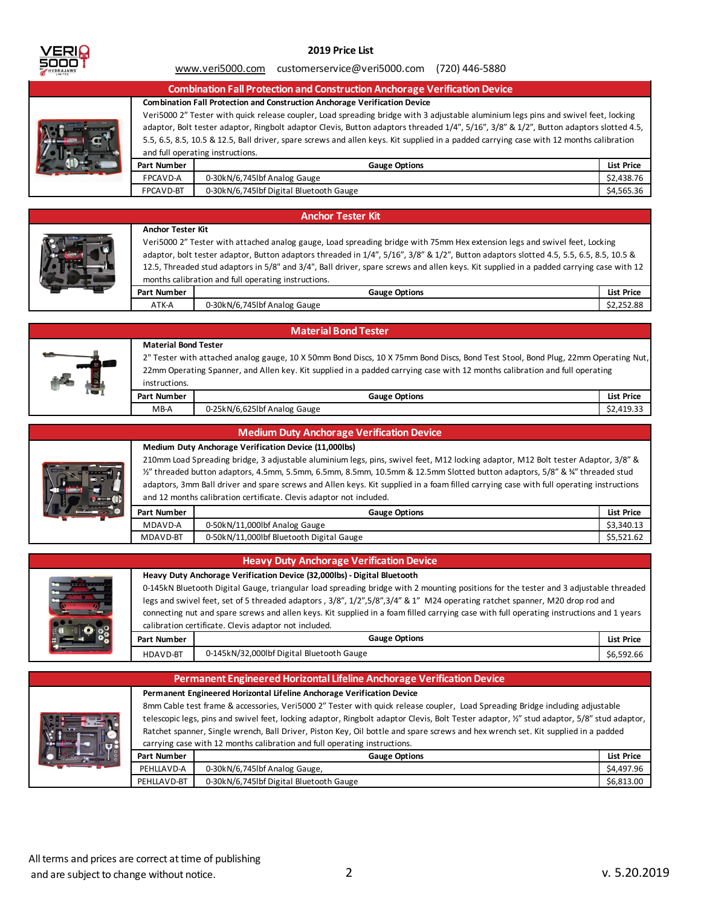# 2019 Price List

www.veri5000.com customerservice@veri5000.com (720) 446-5880

## Combination Fall Protection and Construction Anchorage Verification Device

**Combination Fall Protection and Construction Anchorage Verification Device**

Veri5000 2" Tester with quick release coupler, Load spreading bridge with 3 adjustable aluminium legs pins and swivel feet, locking adaptor, Bolt tester adaptor, Ringbolt adaptor Clevis, Button adaptors threaded 1/4", 5/16", 3/8" & 1/2", Button adaptors slotted 4.5, 5.5, 6.5, 8.5, 10.5 & 12.5, Ball driver, spare screws and allen keys. Kit supplied in a padded carrying case with 12 months calibration and full operating instructions.

| Part Number | Gauge Options | List Price |
|---|---|---|
| FPCAVD-A | 0-30kN/6,745lbf Analog Gauge | $2,438.76 |
| FPCAVD-BT | 0-30kN/6,745lbf Digital Bluetooth Gauge | $4,565.36 |

## Anchor Tester Kit

**Anchor Tester Kit**

Veri5000 2" Tester with attached analog gauge, Load spreading bridge with 75mm Hex extension legs and swivel feet, Locking adaptor, bolt tester adaptor, Button adaptors threaded in 1/4", 5/16", 3/8" & 1/2", Button adaptors slotted 4.5, 5.5, 6.5, 8.5, 10.5 & 12.5, Threaded stud adaptors in 5/8" and 3/4", Ball driver, spare screws and allen keys. Kit supplied in a padded carrying case with 12 months calibration and full operating instructions.

| Part Number | Gauge Options | List Price |
|---|---|---|
| ATK-A | 0-30kN/6,745lbf Analog Gauge | $2,252.88 |

## Material Bond Tester

**Material Bond Tester**

2" Tester with attached analog gauge, 10 X 50mm Bond Discs, 10 X 75mm Bond Discs, Bond Test Stool, Bond Plug, 22mm Operating Nut, 22mm Operating Spanner, and Allen key. Kit supplied in a padded carrying case with 12 months calibration and full operating instructions.

| Part Number | Gauge Options | List Price |
|---|---|---|
| MB-A | 0-25kN/6,625lbf Analog Gauge | $2,419.33 |

## Medium Duty Anchorage Verification Device

**Medium Duty Anchorage Verification Device (11,000lbs)**

210mm Load Spreading bridge, 3 adjustable aluminium legs, pins, swivel feet, M12 locking adaptor, M12 Bolt tester Adaptor, 3/8" & ½" threaded button adaptors, 4.5mm, 5.5mm, 6.5mm, 8.5mm, 10.5mm & 12.5mm Slotted button adaptors, 5/8" & ¾" threaded stud adaptors, 3mm Ball driver and spare screws and Allen keys. Kit supplied in a foam filled carrying case with full operating instructions and 12 months calibration certificate. Clevis adaptor not included.

| Part Number | Gauge Options | List Price |
|---|---|---|
| MDAVD-A | 0-50kN/11,000lbf Analog Gauge | $3,340.13 |
| MDAVD-BT | 0-50kN/11,000lbf Bluetooth Digital Gauge | $5,521.62 |

## Heavy Duty Anchorage Verification Device

**Heavy Duty Anchorage Verification Device (32,000lbs) - Digital Bluetooth**

0-145kN Bluetooth Digital Gauge, triangular load spreading bridge with 2 mounting positions for the tester and 3 adjustable threaded legs and swivel feet, set of 5 threaded adaptors , 3/8", 1/2",5/8",3/4" & 1" M24 operating ratchet spanner, M20 drop rod and connecting nut and spare screws and allen keys. Kit supplied in a foam filled carrying case with full operating instructions and 1 years calibration certificate. Clevis adaptor not included.

| Part Number | Gauge Options | List Price |
|---|---|---|
| HDAVD-BT | 0-145kN/32,000lbf Digital Bluetooth Gauge | $6,592.66 |

## Permanent Engineered Horizontal Lifeline Anchorage Verification Device

**Permanent Engineered Horizontal Lifeline Anchorage Verification Device**

8mm Cable test frame & accessories, Veri5000 2" Tester with quick release coupler, Load Spreading Bridge including adjustable telescopic legs, pins and swivel feet, locking adaptor, Ringbolt adaptor Clevis, Bolt Tester adaptor, ½" stud adaptor, 5/8" stud adaptor, Ratchet spanner, Single wrench, Ball Driver, Piston Key, Oil bottle and spare screws and hex wrench set. Kit supplied in a padded carrying case with 12 months calibration and full operating instructions.

| Part Number | Gauge Options | List Price |
|---|---|---|
| PEHLLAVD-A | 0-30kN/6,745lbf Analog Gauge, | $4,497.96 |
| PEHLLAVD-BT | 0-30kN/6,745lbf Digital Bluetooth Gauge | $6,813.00 |

All terms and prices are correct at time of publishing and are subject to change without notice.

v. 5.20.2019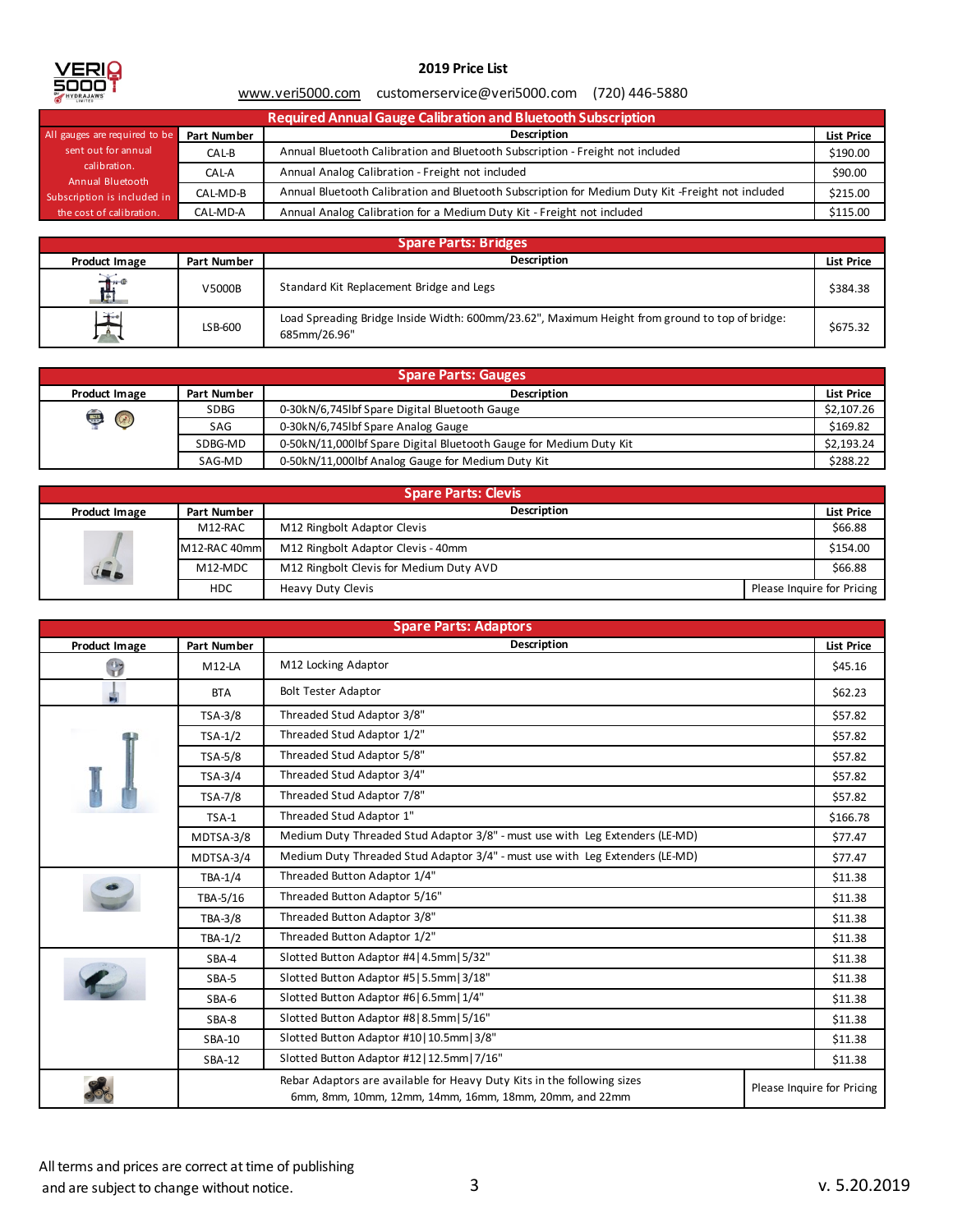## 2019 Price List

www.veri5000.com customerservice@veri5000.com (720) 446-5880

| Required Annual Gauge Calibration and Bluetooth Subscription | | | |
|---|---|---|---|
| | Part Number | Description | List Price |
| All gauges are required to be sent out for annual calibration. Annual Bluetooth Subscription is included in the cost of calibration. | CAL-B | Annual Bluetooth Calibration and Bluetooth Subscription - Freight not included | $190.00 |
| | CAL-A | Annual Analog Calibration - Freight not included | $90.00 |
| | CAL-MD-B | Annual Bluetooth Calibration and Bluetooth Subscription for Medium Duty Kit -Freight not included | $215.00 |
| | CAL-MD-A | Annual Analog Calibration for a Medium Duty Kit - Freight not included | $115.00 |

| Spare Parts: Bridges | | | |
|---|---|---|---|
| Product Image | Part Number | Description | List Price |
| | V5000B | Standard Kit Replacement Bridge and Legs | $384.38 |
| | LSB-600 | Load Spreading Bridge Inside Width: 600mm/23.62", Maximum Height from ground to top of bridge: 685mm/26.96" | $675.32 |

| Spare Parts: Gauges | | | |
|---|---|---|---|
| Product Image | Part Number | Description | List Price |
| | SDBG | 0-30kN/6,745lbf Spare Digital Bluetooth Gauge | $2,107.26 |
| | SAG | 0-30kN/6,745lbf Spare Analog Gauge | $169.82 |
| | SDBG-MD | 0-50kN/11,000lbf Spare Digital Bluetooth Gauge for Medium Duty Kit | $2,193.24 |
| | SAG-MD | 0-50kN/11,000lbf Analog Gauge for Medium Duty Kit | $288.22 |

| Spare Parts: Clevis | | | |
|---|---|---|---|
| Product Image | Part Number | Description | List Price |
| | M12-RAC | M12 Ringbolt Adaptor Clevis | $66.88 |
| | M12-RAC 40mm | M12 Ringbolt Adaptor Clevis - 40mm | $154.00 |
| | M12-MDC | M12 Ringbolt Clevis for Medium Duty AVD | $66.88 |
| | HDC | Heavy Duty Clevis | Please Inquire for Pricing |

| Spare Parts: Adaptors | | | |
|---|---|---|---|
| Product Image | Part Number | Description | List Price |
| | M12-LA | M12 Locking Adaptor | $45.16 |
| | BTA | Bolt Tester Adaptor | $62.23 |
| | TSA-3/8 | Threaded Stud Adaptor 3/8" | $57.82 |
| | TSA-1/2 | Threaded Stud Adaptor 1/2" | $57.82 |
| | TSA-5/8 | Threaded Stud Adaptor 5/8" | $57.82 |
| | TSA-3/4 | Threaded Stud Adaptor 3/4" | $57.82 |
| | TSA-7/8 | Threaded Stud Adaptor 7/8" | $57.82 |
| | TSA-1 | Threaded Stud Adaptor 1" | $166.78 |
| | MDTSA-3/8 | Medium Duty Threaded Stud Adaptor 3/8" - must use with Leg Extenders (LE-MD) | $77.47 |
| | MDTSA-3/4 | Medium Duty Threaded Stud Adaptor 3/4" - must use with Leg Extenders (LE-MD) | $77.47 |
| | TBA-1/4 | Threaded Button Adaptor 1/4" | $11.38 |
| | TBA-5/16 | Threaded Button Adaptor 5/16" | $11.38 |
| | TBA-3/8 | Threaded Button Adaptor 3/8" | $11.38 |
| | TBA-1/2 | Threaded Button Adaptor 1/2" | $11.38 |
| | SBA-4 | Slotted Button Adaptor #4\|4.5mm\|5/32" | $11.38 |
| | SBA-5 | Slotted Button Adaptor #5\|5.5mm\|3/18" | $11.38 |
| | SBA-6 | Slotted Button Adaptor #6\|6.5mm\|1/4" | $11.38 |
| | SBA-8 | Slotted Button Adaptor #8\|8.5mm\|5/16" | $11.38 |
| | SBA-10 | Slotted Button Adaptor #10\|10.5mm\|3/8" | $11.38 |
| | SBA-12 | Slotted Button Adaptor #12\|12.5mm\|7/16" | $11.38 |
| | | Rebar Adaptors are available for Heavy Duty Kits in the following sizes 6mm, 8mm, 10mm, 12mm, 14mm, 16mm, 18mm, 20mm, and 22mm | Please Inquire for Pricing |

All terms and prices are correct at time of publishing and are subject to change without notice.

v. 5.20.2019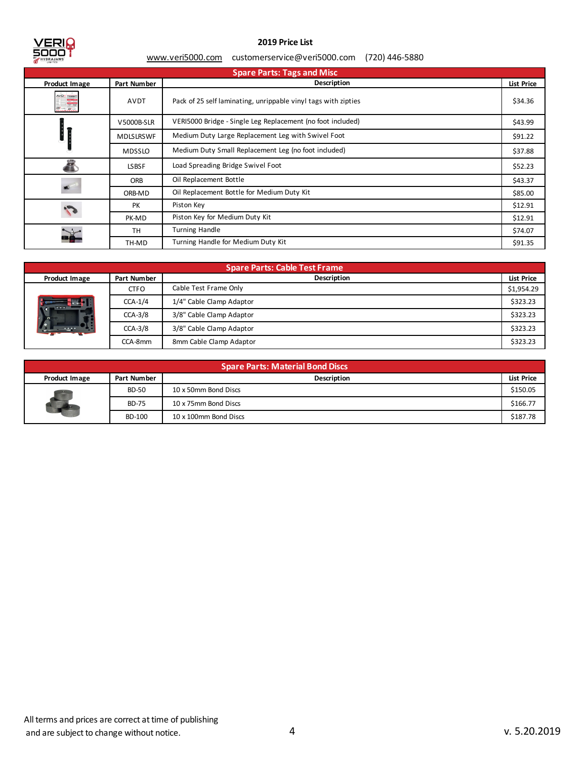## 2019 Price List

www.veri5000.com customerservice@veri5000.com (720) 446-5880

### Spare Parts: Tags and Misc

| Product Image | Part Number | Description | List Price |
|---|---|---|---|
| | AVDT | Pack of 25 self laminating, unrippable vinyl tags with zipties | $34.36 |
| | V5000B-SLR | VERI5000 Bridge - Single Leg Replacement (no foot included) | $43.99 |
| | MDLSLRSWF | Medium Duty Large Replacement Leg with Swivel Foot | $91.22 |
| | MDSSLO | Medium Duty Small Replacement Leg (no foot included) | $37.88 |
| | LSBSF | Load Spreading Bridge Swivel Foot | $52.23 |
| | ORB | Oil Replacement Bottle | $43.37 |
| | ORB-MD | Oil Replacement Bottle for Medium Duty Kit | $85.00 |
| | PK | Piston Key | $12.91 |
| | PK-MD | Piston Key for Medium Duty Kit | $12.91 |
| | TH | Turning Handle | $74.07 |
| | TH-MD | Turning Handle for Medium Duty Kit | $91.35 |

### Spare Parts: Cable Test Frame

| Product Image | Part Number | Description | List Price |
|---|---|---|---|
| | CTFO | Cable Test Frame Only | $1,954.29 |
| | CCA-1/4 | 1/4" Cable Clamp Adaptor | $323.23 |
| | CCA-3/8 | 3/8" Cable Clamp Adaptor | $323.23 |
| | CCA-3/8 | 3/8" Cable Clamp Adaptor | $323.23 |
| | CCA-8mm | 8mm Cable Clamp Adaptor | $323.23 |

### Spare Parts: Material Bond Discs

| Product Image | Part Number | Description | List Price |
|---|---|---|---|
| | BD-50 | 10 x 50mm Bond Discs | $150.05 |
| | BD-75 | 10 x 75mm Bond Discs | $166.77 |
| | BD-100 | 10 x 100mm Bond Discs | $187.78 |

All terms and prices are correct at time of publishing and are subject to change without notice.

v. 5.20.2019